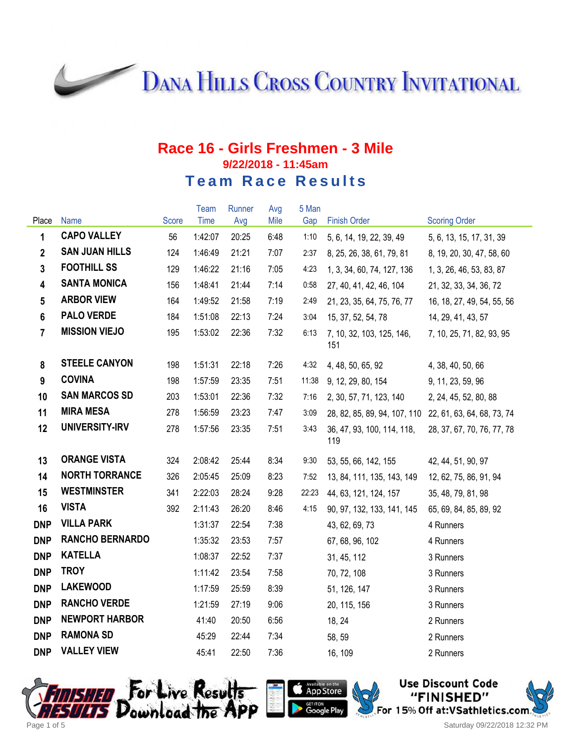# Dana Hills Cross Country Invitational

## Race 16 - Girls Freshmen - 3 Mile

### 9/22/2018 - 11:45am

## Team Race Results

| Place | Name | Score | Team Time | Runner Avg | Avg Mile | 5 Man Gap | Finish Order | Scoring Order |
|---|---|---|---|---|---|---|---|---|
| 1 | CAPO VALLEY | 56 | 1:42:07 | 20:25 | 6:48 | 1:10 | 5, 6, 14, 19, 22, 39, 49 | 5, 6, 13, 15, 17, 31, 39 |
| 2 | SAN JUAN HILLS | 124 | 1:46:49 | 21:21 | 7:07 | 2:37 | 8, 25, 26, 38, 61, 79, 81 | 8, 19, 20, 30, 47, 58, 60 |
| 3 | FOOTHILL SS | 129 | 1:46:22 | 21:16 | 7:05 | 4:23 | 1, 3, 34, 60, 74, 127, 136 | 1, 3, 26, 46, 53, 83, 87 |
| 4 | SANTA MONICA | 156 | 1:48:41 | 21:44 | 7:14 | 0:58 | 27, 40, 41, 42, 46, 104 | 21, 32, 33, 34, 36, 72 |
| 5 | ARBOR VIEW | 164 | 1:49:52 | 21:58 | 7:19 | 2:49 | 21, 23, 35, 64, 75, 76, 77 | 16, 18, 27, 49, 54, 55, 56 |
| 6 | PALO VERDE | 184 | 1:51:08 | 22:13 | 7:24 | 3:04 | 15, 37, 52, 54, 78 | 14, 29, 41, 43, 57 |
| 7 | MISSION VIEJO | 195 | 1:53:02 | 22:36 | 7:32 | 6:13 | 7, 10, 32, 103, 125, 146, 151 | 7, 10, 25, 71, 82, 93, 95 |
| 8 | STEELE CANYON | 198 | 1:51:31 | 22:18 | 7:26 | 4:32 | 4, 48, 50, 65, 92 | 4, 38, 40, 50, 66 |
| 9 | COVINA | 198 | 1:57:59 | 23:35 | 7:51 | 11:38 | 9, 12, 29, 80, 154 | 9, 11, 23, 59, 96 |
| 10 | SAN MARCOS SD | 203 | 1:53:01 | 22:36 | 7:32 | 7:16 | 2, 30, 57, 71, 123, 140 | 2, 24, 45, 52, 80, 88 |
| 11 | MIRA MESA | 278 | 1:56:59 | 23:23 | 7:47 | 3:09 | 28, 82, 85, 89, 94, 107, 110 | 22, 61, 63, 64, 68, 73, 74 |
| 12 | UNIVERSITY-IRV | 278 | 1:57:56 | 23:35 | 7:51 | 3:43 | 36, 47, 93, 100, 114, 118, 119 | 28, 37, 67, 70, 76, 77, 78 |
| 13 | ORANGE VISTA | 324 | 2:08:42 | 25:44 | 8:34 | 9:30 | 53, 55, 66, 142, 155 | 42, 44, 51, 90, 97 |
| 14 | NORTH TORRANCE | 326 | 2:05:45 | 25:09 | 8:23 | 7:52 | 13, 84, 111, 135, 143, 149 | 12, 62, 75, 86, 91, 94 |
| 15 | WESTMINSTER | 341 | 2:22:03 | 28:24 | 9:28 | 22:23 | 44, 63, 121, 124, 157 | 35, 48, 79, 81, 98 |
| 16 | VISTA | 392 | 2:11:43 | 26:20 | 8:46 | 4:15 | 90, 97, 132, 133, 141, 145 | 65, 69, 84, 85, 89, 92 |
| DNP | VILLA PARK | | 1:31:37 | 22:54 | 7:38 | | 43, 62, 69, 73 | 4 Runners |
| DNP | RANCHO BERNARDO | | 1:35:32 | 23:53 | 7:57 | | 67, 68, 96, 102 | 4 Runners |
| DNP | KATELLA | | 1:08:37 | 22:52 | 7:37 | | 31, 45, 112 | 3 Runners |
| DNP | TROY | | 1:11:42 | 23:54 | 7:58 | | 70, 72, 108 | 3 Runners |
| DNP | LAKEWOOD | | 1:17:59 | 25:59 | 8:39 | | 51, 126, 147 | 3 Runners |
| DNP | RANCHO VERDE | | 1:21:59 | 27:19 | 9:06 | | 20, 115, 156 | 3 Runners |
| DNP | NEWPORT HARBOR | | 41:40 | 20:50 | 6:56 | | 18, 24 | 2 Runners |
| DNP | RAMONA SD | | 45:29 | 22:44 | 7:34 | | 58, 59 | 2 Runners |
| DNP | VALLEY VIEW | | 45:41 | 22:50 | 7:36 | | 16, 109 | 2 Runners |

Finished Results — For Live Results Download the App. Available on the App Store / Get it on Google Play.

Use Discount Code "FINISHED" For 15% Off at:VSathletics.com

Saturday 09/22/2018 12:32 PM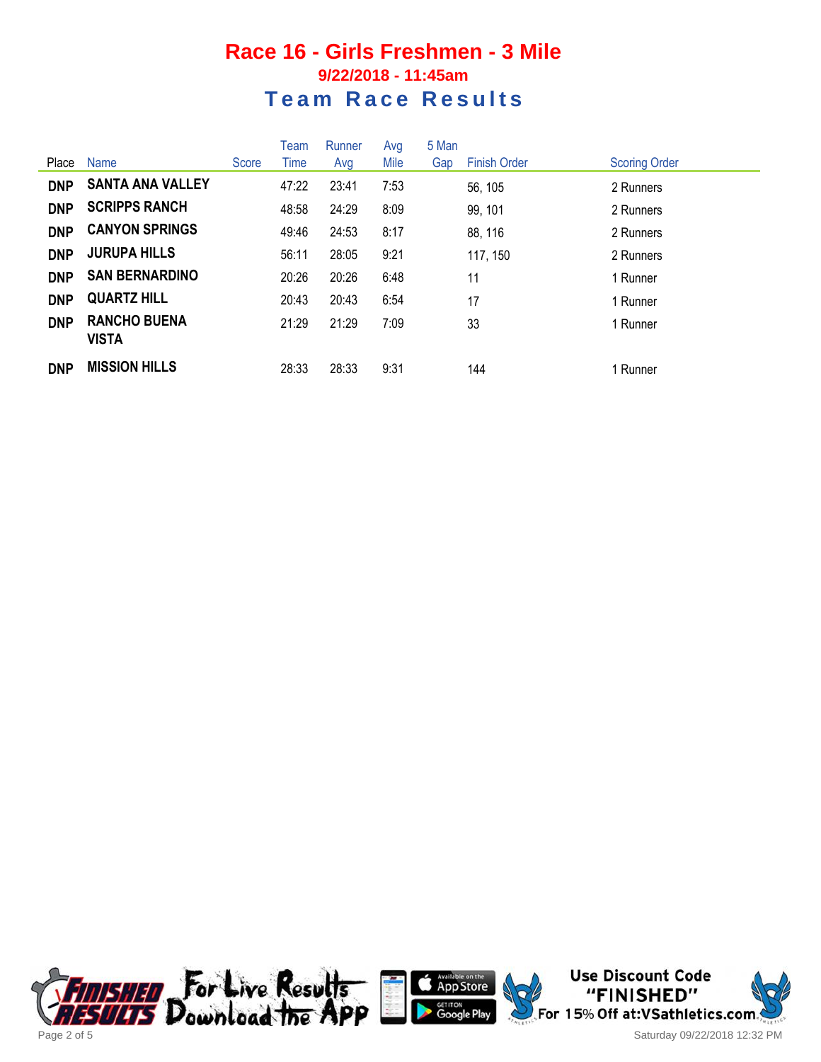# Race 16 - Girls Freshmen - 3 Mile

**9/22/2018 - 11:45am**

## Team Race Results

| Place | Name | Score | Team Time | Runner Avg | Avg Mile | 5 Man Gap | Finish Order | Scoring Order |
|---|---|---|---|---|---|---|---|---|
| **DNP** | **SANTA ANA VALLEY** | | 47:22 | 23:41 | 7:53 | | 56, 105 | 2 Runners |
| **DNP** | **SCRIPPS RANCH** | | 48:58 | 24:29 | 8:09 | | 99, 101 | 2 Runners |
| **DNP** | **CANYON SPRINGS** | | 49:46 | 24:53 | 8:17 | | 88, 116 | 2 Runners |
| **DNP** | **JURUPA HILLS** | | 56:11 | 28:05 | 9:21 | | 117, 150 | 2 Runners |
| **DNP** | **SAN BERNARDINO** | | 20:26 | 20:26 | 6:48 | | 11 | 1 Runner |
| **DNP** | **QUARTZ HILL** | | 20:43 | 20:43 | 6:54 | | 17 | 1 Runner |
| **DNP** | **RANCHO BUENA VISTA** | | 21:29 | 21:29 | 7:09 | | 33 | 1 Runner |
| **DNP** | **MISSION HILLS** | | 28:33 | 28:33 | 9:31 | | 144 | 1 Runner |

Finished Results — For Live Results Download the App — Available on the App Store — Get it on Google Play

Use Discount Code "FINISHED" For 15% Off at:VSathletics.com

Saturday 09/22/2018 12:32 PM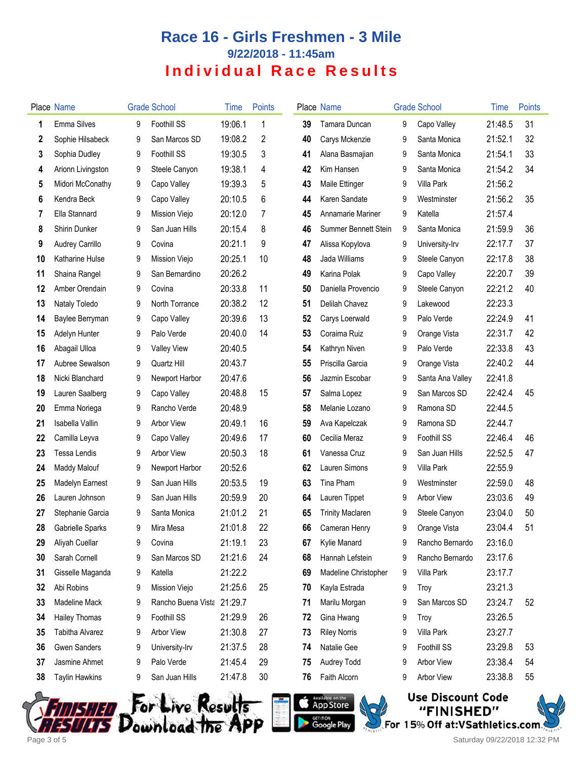# Race 16 - Girls Freshmen - 3 Mile

### 9/22/2018 - 11:45am

## Individual Race Results

| Place | Name | Grade | School | Time | Points |
|---|---|---|---|---|---|
| 1 | Emma Silves | 9 | Foothill SS | 19:06.1 | 1 |
| 2 | Sophie Hilsabeck | 9 | San Marcos SD | 19:08.2 | 2 |
| 3 | Sophia Dudley | 9 | Foothill SS | 19:30.5 | 3 |
| 4 | Arionn Livingston | 9 | Steele Canyon | 19:38.1 | 4 |
| 5 | Midori McConathy | 9 | Capo Valley | 19:39.3 | 5 |
| 6 | Kendra Beck | 9 | Capo Valley | 20:10.5 | 6 |
| 7 | Ella Stannard | 9 | Mission Viejo | 20:12.0 | 7 |
| 8 | Shirin Dunker | 9 | San Juan Hills | 20:15.4 | 8 |
| 9 | Audrey Carrillo | 9 | Covina | 20:21.1 | 9 |
| 10 | Katharine Hulse | 9 | Mission Viejo | 20:25.1 | 10 |
| 11 | Shaina Rangel | 9 | San Bernardino | 20:26.2 | |
| 12 | Amber Orendain | 9 | Covina | 20:33.8 | 11 |
| 13 | Nataly Toledo | 9 | North Torrance | 20:38.2 | 12 |
| 14 | Baylee Berryman | 9 | Capo Valley | 20:39.6 | 13 |
| 15 | Adelyn Hunter | 9 | Palo Verde | 20:40.0 | 14 |
| 16 | Abagail Ulloa | 9 | Valley View | 20:40.5 | |
| 17 | Aubree Sewalson | 9 | Quartz Hill | 20:43.7 | |
| 18 | Nicki Blanchard | 9 | Newport Harbor | 20:47.6 | |
| 19 | Lauren Saalberg | 9 | Capo Valley | 20:48.8 | 15 |
| 20 | Emma Noriega | 9 | Rancho Verde | 20:48.9 | |
| 21 | Isabella Vallin | 9 | Arbor View | 20:49.1 | 16 |
| 22 | Camilla Leyva | 9 | Capo Valley | 20:49.6 | 17 |
| 23 | Tessa Lendis | 9 | Arbor View | 20:50.3 | 18 |
| 24 | Maddy Malouf | 9 | Newport Harbor | 20:52.6 | |
| 25 | Madelyn Earnest | 9 | San Juan Hills | 20:53.5 | 19 |
| 26 | Lauren Johnson | 9 | San Juan Hills | 20:59.9 | 20 |
| 27 | Stephanie Garcia | 9 | Santa Monica | 21:01.2 | 21 |
| 28 | Gabrielle Sparks | 9 | Mira Mesa | 21:01.8 | 22 |
| 29 | Aliyah Cuellar | 9 | Covina | 21:19.1 | 23 |
| 30 | Sarah Cornell | 9 | San Marcos SD | 21:21.6 | 24 |
| 31 | Gisselle Maganda | 9 | Katella | 21:22.2 | |
| 32 | Abi Robins | 9 | Mission Viejo | 21:25.6 | 25 |
| 33 | Madeline Mack | 9 | Rancho Buena Vista | 21:29.7 | |
| 34 | Hailey Thomas | 9 | Foothill SS | 21:29.9 | 26 |
| 35 | Tabitha Alvarez | 9 | Arbor View | 21:30.8 | 27 |
| 36 | Gwen Sanders | 9 | University-Irv | 21:37.5 | 28 |
| 37 | Jasmine Ahmet | 9 | Palo Verde | 21:45.4 | 29 |
| 38 | Taylin Hawkins | 9 | San Juan Hills | 21:47.8 | 30 |
| 39 | Tamara Duncan | 9 | Capo Valley | 21:48.5 | 31 |
| 40 | Carys Mckenzie | 9 | Santa Monica | 21:52.1 | 32 |
| 41 | Alana Basmajian | 9 | Santa Monica | 21:54.1 | 33 |
| 42 | Kim Hansen | 9 | Santa Monica | 21:54.2 | 34 |
| 43 | Maile Ettinger | 9 | Villa Park | 21:56.2 | |
| 44 | Karen Sandate | 9 | Westminster | 21:56.2 | 35 |
| 45 | Annamarie Mariner | 9 | Katella | 21:57.4 | |
| 46 | Summer Bennett Stein | 9 | Santa Monica | 21:59.9 | 36 |
| 47 | Alissa Kopylova | 9 | University-Irv | 22:17.7 | 37 |
| 48 | Jada Williams | 9 | Steele Canyon | 22:17.8 | 38 |
| 49 | Karina Polak | 9 | Capo Valley | 22:20.7 | 39 |
| 50 | Daniella Provencio | 9 | Steele Canyon | 22:21.2 | 40 |
| 51 | Delilah Chavez | 9 | Lakewood | 22:23.3 | |
| 52 | Carys Loerwald | 9 | Palo Verde | 22:24.9 | 41 |
| 53 | Coraima Ruiz | 9 | Orange Vista | 22:31.7 | 42 |
| 54 | Kathryn Niven | 9 | Palo Verde | 22:33.8 | 43 |
| 55 | Priscilla Garcia | 9 | Orange Vista | 22:40.2 | 44 |
| 56 | Jazmin Escobar | 9 | Santa Ana Valley | 22:41.8 | |
| 57 | Salma Lopez | 9 | San Marcos SD | 22:42.4 | 45 |
| 58 | Melanie Lozano | 9 | Ramona SD | 22:44.5 | |
| 59 | Ava Kapelczak | 9 | Ramona SD | 22:44.7 | |
| 60 | Cecilia Meraz | 9 | Foothill SS | 22:46.4 | 46 |
| 61 | Vanessa Cruz | 9 | San Juan Hills | 22:52.5 | 47 |
| 62 | Lauren Simons | 9 | Villa Park | 22:55.9 | |
| 63 | Tina Pham | 9 | Westminster | 22:59.0 | 48 |
| 64 | Lauren Tippet | 9 | Arbor View | 23:03.6 | 49 |
| 65 | Trinity Maclaren | 9 | Steele Canyon | 23:04.0 | 50 |
| 66 | Cameran Henry | 9 | Orange Vista | 23:04.4 | 51 |
| 67 | Kylie Manard | 9 | Rancho Bernardo | 23:16.0 | |
| 68 | Hannah Lefstein | 9 | Rancho Bernardo | 23:17.6 | |
| 69 | Madeline Christopher | 9 | Villa Park | 23:17.7 | |
| 70 | Kayla Estrada | 9 | Troy | 23:21.3 | |
| 71 | Marilu Morgan | 9 | San Marcos SD | 23:24.7 | 52 |
| 72 | Gina Hwang | 9 | Troy | 23:26.5 | |
| 73 | Riley Norris | 9 | Villa Park | 23:27.7 | |
| 74 | Natalie Gee | 9 | Foothill SS | 23:29.8 | 53 |
| 75 | Audrey Todd | 9 | Arbor View | 23:38.4 | 54 |
| 76 | Faith Alcorn | 9 | Arbor View | 23:38.8 | 55 |

For Live Results Download the App

Use Discount Code "FINISHED" For 15% Off at:VSathletics.com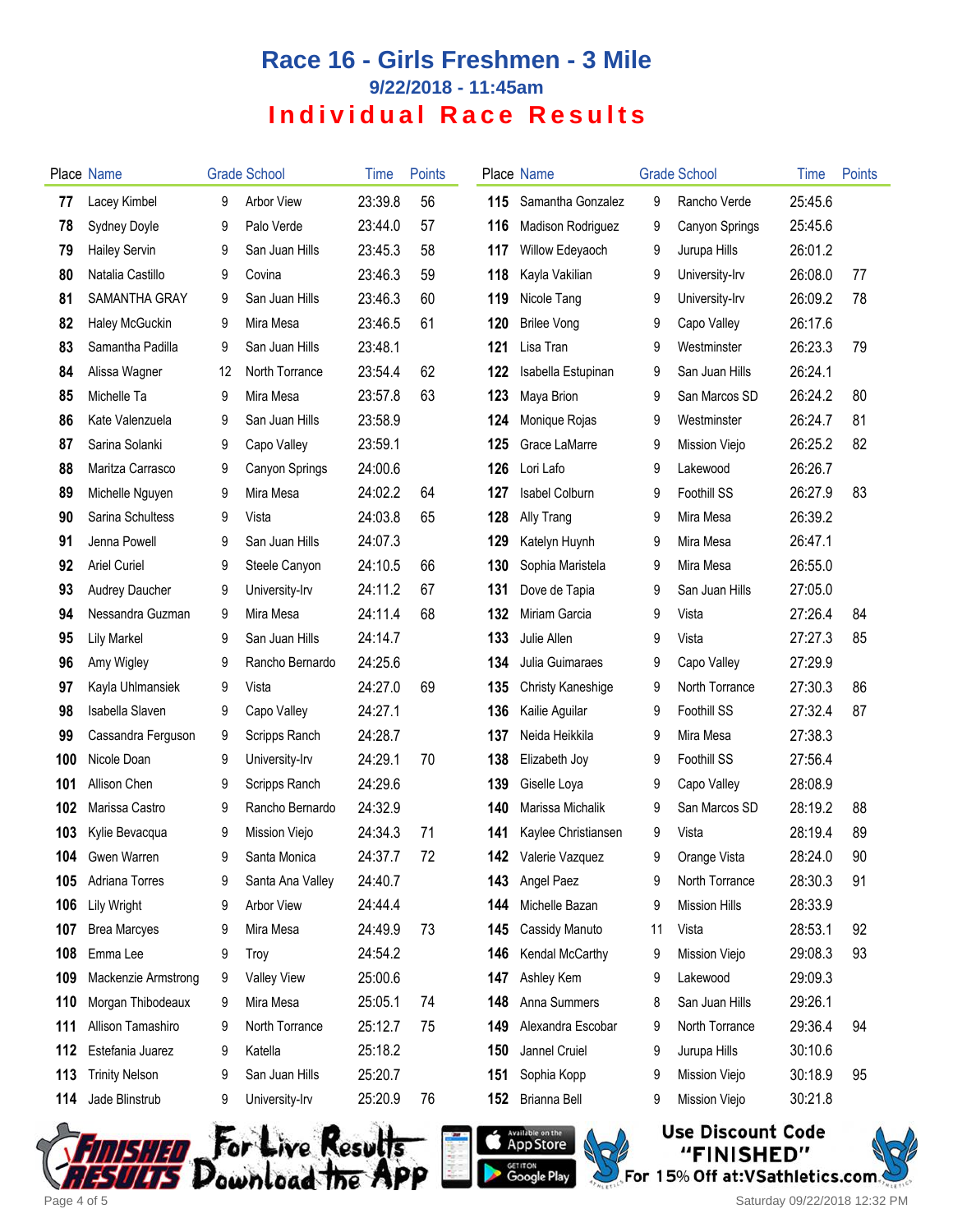# Race 16 - Girls Freshmen - 3 Mile

### 9/22/2018 - 11:45am

## Individual Race Results

| Place | Name | Grade | School | Time | Points |
|---|---|---|---|---|---|
| 77 | Lacey Kimbel | 9 | Arbor View | 23:39.8 | 56 |
| 78 | Sydney Doyle | 9 | Palo Verde | 23:44.0 | 57 |
| 79 | Hailey Servin | 9 | San Juan Hills | 23:45.3 | 58 |
| 80 | Natalia Castillo | 9 | Covina | 23:46.3 | 59 |
| 81 | SAMANTHA GRAY | 9 | San Juan Hills | 23:46.3 | 60 |
| 82 | Haley McGuckin | 9 | Mira Mesa | 23:46.5 | 61 |
| 83 | Samantha Padilla | 9 | San Juan Hills | 23:48.1 | |
| 84 | Alissa Wagner | 12 | North Torrance | 23:54.4 | 62 |
| 85 | Michelle Ta | 9 | Mira Mesa | 23:57.8 | 63 |
| 86 | Kate Valenzuela | 9 | San Juan Hills | 23:58.9 | |
| 87 | Sarina Solanki | 9 | Capo Valley | 23:59.1 | |
| 88 | Maritza Carrasco | 9 | Canyon Springs | 24:00.6 | |
| 89 | Michelle Nguyen | 9 | Mira Mesa | 24:02.2 | 64 |
| 90 | Sarina Schultess | 9 | Vista | 24:03.8 | 65 |
| 91 | Jenna Powell | 9 | San Juan Hills | 24:07.3 | |
| 92 | Ariel Curiel | 9 | Steele Canyon | 24:10.5 | 66 |
| 93 | Audrey Daucher | 9 | University-Irv | 24:11.2 | 67 |
| 94 | Nessandra Guzman | 9 | Mira Mesa | 24:11.4 | 68 |
| 95 | Lily Markel | 9 | San Juan Hills | 24:14.7 | |
| 96 | Amy Wigley | 9 | Rancho Bernardo | 24:25.6 | |
| 97 | Kayla Uhlmansiek | 9 | Vista | 24:27.0 | 69 |
| 98 | Isabella Slaven | 9 | Capo Valley | 24:27.1 | |
| 99 | Cassandra Ferguson | 9 | Scripps Ranch | 24:28.7 | |
| 100 | Nicole Doan | 9 | University-Irv | 24:29.1 | 70 |
| 101 | Allison Chen | 9 | Scripps Ranch | 24:29.6 | |
| 102 | Marissa Castro | 9 | Rancho Bernardo | 24:32.9 | |
| 103 | Kylie Bevacqua | 9 | Mission Viejo | 24:34.3 | 71 |
| 104 | Gwen Warren | 9 | Santa Monica | 24:37.7 | 72 |
| 105 | Adriana Torres | 9 | Santa Ana Valley | 24:40.7 | |
| 106 | Lily Wright | 9 | Arbor View | 24:44.4 | |
| 107 | Brea Marcyes | 9 | Mira Mesa | 24:49.9 | 73 |
| 108 | Emma Lee | 9 | Troy | 24:54.2 | |
| 109 | Mackenzie Armstrong | 9 | Valley View | 25:00.6 | |
| 110 | Morgan Thibodeaux | 9 | Mira Mesa | 25:05.1 | 74 |
| 111 | Allison Tamashiro | 9 | North Torrance | 25:12.7 | 75 |
| 112 | Estefania Juarez | 9 | Katella | 25:18.2 | |
| 113 | Trinity Nelson | 9 | San Juan Hills | 25:20.7 | |
| 114 | Jade Blinstrub | 9 | University-Irv | 25:20.9 | 76 |
| 115 | Samantha Gonzalez | 9 | Rancho Verde | 25:45.6 | |
| 116 | Madison Rodriguez | 9 | Canyon Springs | 25:45.6 | |
| 117 | Willow Edeyaoch | 9 | Jurupa Hills | 26:01.2 | |
| 118 | Kayla Vakilian | 9 | University-Irv | 26:08.0 | 77 |
| 119 | Nicole Tang | 9 | University-Irv | 26:09.2 | 78 |
| 120 | Brilee Vong | 9 | Capo Valley | 26:17.6 | |
| 121 | Lisa Tran | 9 | Westminster | 26:23.3 | 79 |
| 122 | Isabella Estupinan | 9 | San Juan Hills | 26:24.1 | |
| 123 | Maya Brion | 9 | San Marcos SD | 26:24.2 | 80 |
| 124 | Monique Rojas | 9 | Westminster | 26:24.7 | 81 |
| 125 | Grace LaMarre | 9 | Mission Viejo | 26:25.2 | 82 |
| 126 | Lori Lafo | 9 | Lakewood | 26:26.7 | |
| 127 | Isabel Colburn | 9 | Foothill SS | 26:27.9 | 83 |
| 128 | Ally Trang | 9 | Mira Mesa | 26:39.2 | |
| 129 | Katelyn Huynh | 9 | Mira Mesa | 26:47.1 | |
| 130 | Sophia Maristela | 9 | Mira Mesa | 26:55.0 | |
| 131 | Dove de Tapia | 9 | San Juan Hills | 27:05.0 | |
| 132 | Miriam Garcia | 9 | Vista | 27:26.4 | 84 |
| 133 | Julie Allen | 9 | Vista | 27:27.3 | 85 |
| 134 | Julia Guimaraes | 9 | Capo Valley | 27:29.9 | |
| 135 | Christy Kaneshige | 9 | North Torrance | 27:30.3 | 86 |
| 136 | Kailie Aguilar | 9 | Foothill SS | 27:32.4 | 87 |
| 137 | Neida Heikkila | 9 | Mira Mesa | 27:38.3 | |
| 138 | Elizabeth Joy | 9 | Foothill SS | 27:56.4 | |
| 139 | Giselle Loya | 9 | Capo Valley | 28:08.9 | |
| 140 | Marissa Michalik | 9 | San Marcos SD | 28:19.2 | 88 |
| 141 | Kaylee Christiansen | 9 | Vista | 28:19.4 | 89 |
| 142 | Valerie Vazquez | 9 | Orange Vista | 28:24.0 | 90 |
| 143 | Angel Paez | 9 | North Torrance | 28:30.3 | 91 |
| 144 | Michelle Bazan | 9 | Mission Hills | 28:33.9 | |
| 145 | Cassidy Manuto | 11 | Vista | 28:53.1 | 92 |
| 146 | Kendal McCarthy | 9 | Mission Viejo | 29:08.3 | 93 |
| 147 | Ashley Kem | 9 | Lakewood | 29:09.3 | |
| 148 | Anna Summers | 8 | San Juan Hills | 29:26.1 | |
| 149 | Alexandra Escobar | 9 | North Torrance | 29:36.4 | 94 |
| 150 | Jannel Cruiel | 9 | Jurupa Hills | 30:10.6 | |
| 151 | Sophia Kopp | 9 | Mission Viejo | 30:18.9 | 95 |
| 152 | Brianna Bell | 9 | Mission Viejo | 30:21.8 | |

Finished Results — For Live Results Download the App — Available on the App Store / Get it on Google Play

Use Discount Code "FINISHED" For 15% Off at:VSathletics.com

Saturday 09/22/2018 12:32 PM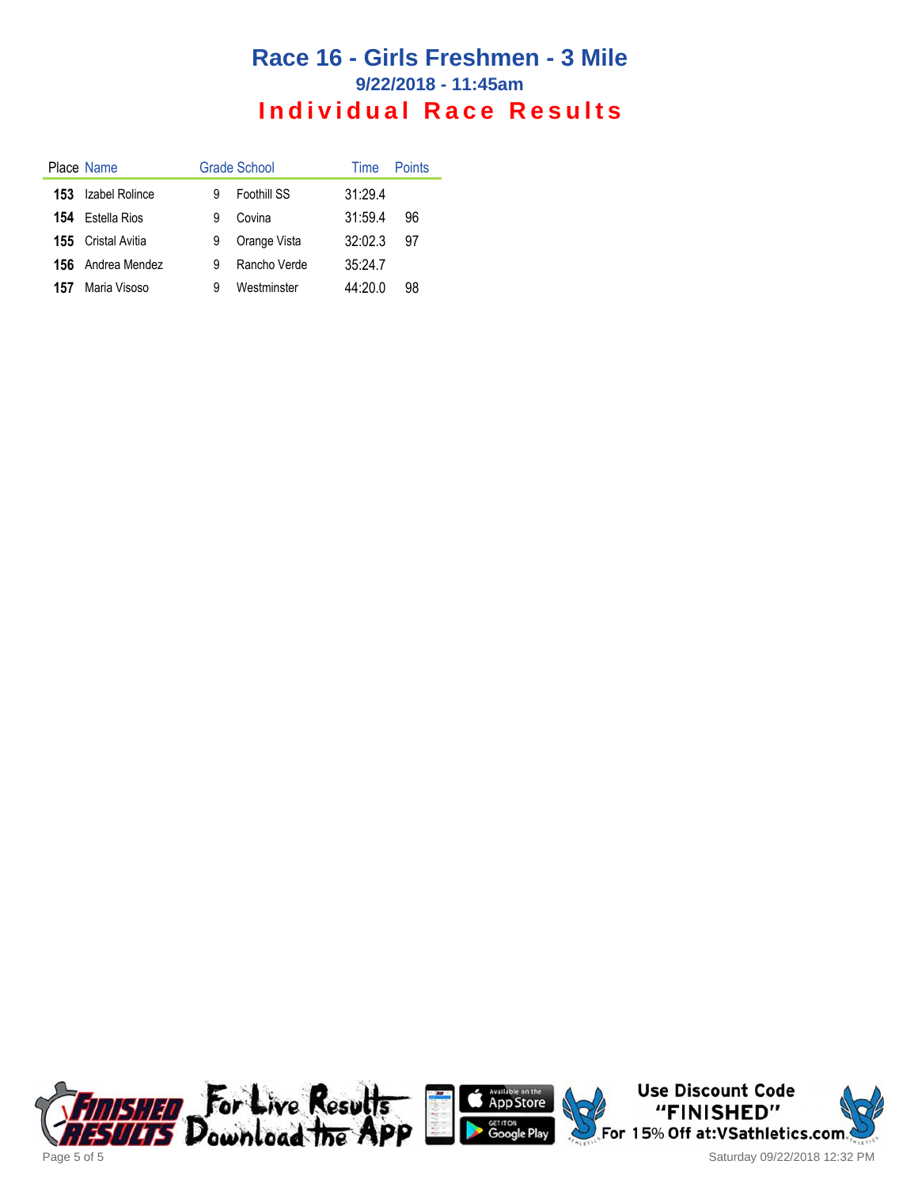# Race 16 - Girls Freshmen - 3 Mile

### 9/22/2018 - 11:45am

## Individual Race Results

| Place | Name | Grade | School | Time | Points |
|---|---|---|---|---|---|
| 153 | Izabel Rolince | 9 | Foothill SS | 31:29.4 | |
| 154 | Estella Rios | 9 | Covina | 31:59.4 | 96 |
| 155 | Cristal Avitia | 9 | Orange Vista | 32:02.3 | 97 |
| 156 | Andrea Mendez | 9 | Rancho Verde | 35:24.7 | |
| 157 | Maria Visoso | 9 | Westminster | 44:20.0 | 98 |

Finished Results For Live Results Download the App

Available on the App Store | Get it on Google Play

Use Discount Code "FINISHED" For 15% Off at:VSathletics.com

Saturday 09/22/2018 12:32 PM